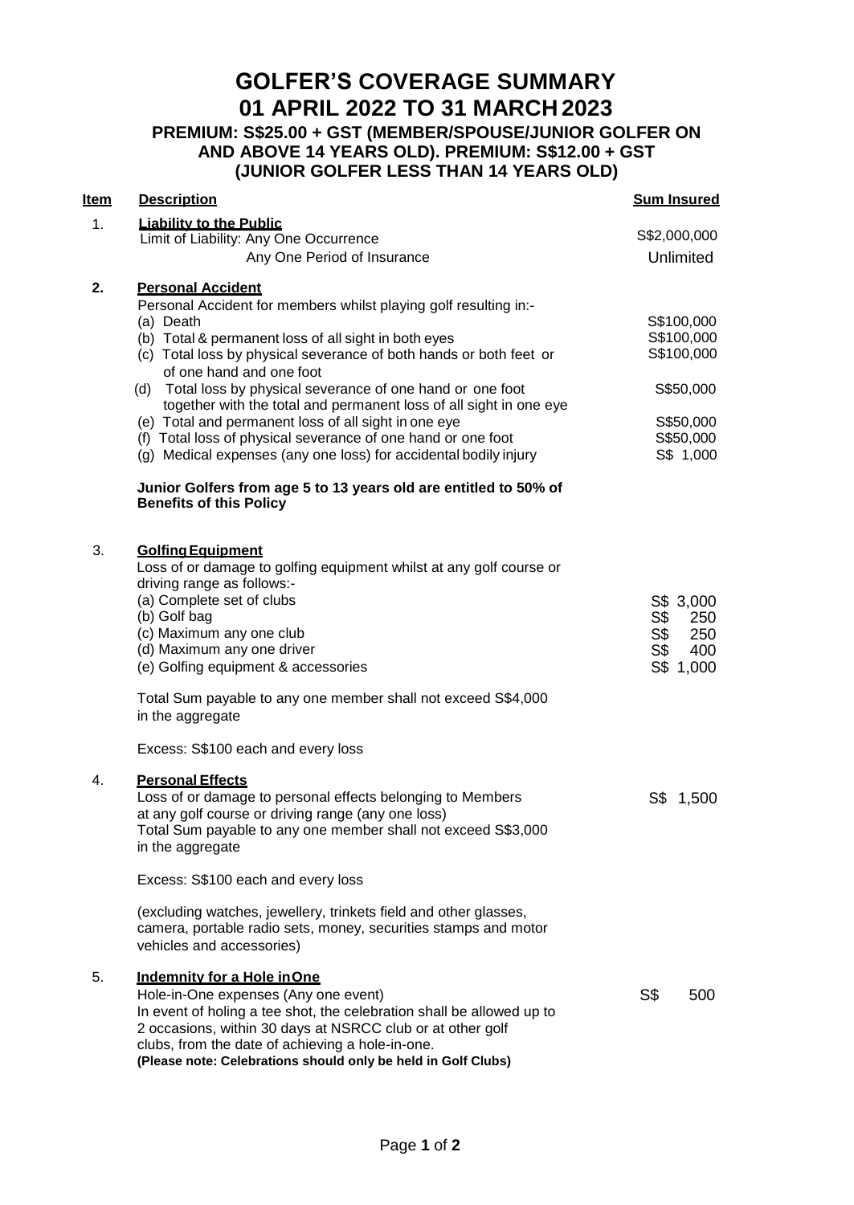# GOLFER'S COVERAGE SUMMARY
# 01 APRIL 2022 TO 31 MARCH 2023

### PREMIUM: S$25.00 + GST (MEMBER/SPOUSE/JUNIOR GOLFER ON AND ABOVE 14 YEARS OLD). PREMIUM: S$12.00 + GST (JUNIOR GOLFER LESS THAN 14 YEARS OLD)

| Item | Description | Sum Insured |
|---|---|---|
| 1. | **Liability to the Public** | |
| | Limit of Liability: Any One Occurrence | S$2,000,000 |
| | Any One Period of Insurance | Unlimited |
| **2.** | **Personal Accident** | |
| | Personal Accident for members whilst playing golf resulting in:- | |
| | (a) Death | S$100,000 |
| | (b) Total & permanent loss of all sight in both eyes | S$100,000 |
| | (c) Total loss by physical severance of both hands or both feet or of one hand and one foot | S$100,000 |
| | (d) Total loss by physical severance of one hand or one foot together with the total and permanent loss of all sight in one eye | S$50,000 |
| | (e) Total and permanent loss of all sight in one eye | S$50,000 |
| | (f) Total loss of physical severance of one hand or one foot | S$50,000 |
| | (g) Medical expenses (any one loss) for accidental bodily injury | S$ 1,000 |
| | **Junior Golfers from age 5 to 13 years old are entitled to 50% of Benefits of this Policy** | |
| 3. | **Golfing Equipment** | |
| | Loss of or damage to golfing equipment whilst at any golf course or driving range as follows:- | |
| | (a) Complete set of clubs | S$ 3,000 |
| | (b) Golf bag | S$ 250 |
| | (c) Maximum any one club | S$ 250 |
| | (d) Maximum any one driver | S$ 400 |
| | (e) Golfing equipment & accessories | S$ 1,000 |
| | Total Sum payable to any one member shall not exceed S$4,000 in the aggregate | |
| | Excess: S$100 each and every loss | |
| 4. | **Personal Effects** | |
| | Loss of or damage to personal effects belonging to Members at any golf course or driving range (any one loss) Total Sum payable to any one member shall not exceed S$3,000 in the aggregate | S$ 1,500 |
| | Excess: S$100 each and every loss | |
| | (excluding watches, jewellery, trinkets field and other glasses, camera, portable radio sets, money, securities stamps and motor vehicles and accessories) | |
| 5. | **Indemnity for a Hole in One** | |
| | Hole-in-One expenses (Any one event) In event of holing a tee shot, the celebration shall be allowed up to 2 occasions, within 30 days at NSRCC club or at other golf clubs, from the date of achieving a hole-in-one. **(Please note: Celebrations should only be held in Golf Clubs)** | S$ 500 |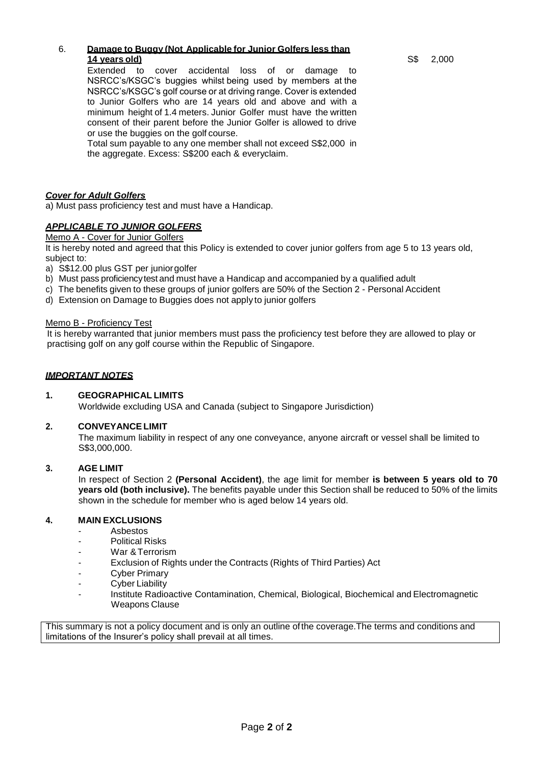6. **Damage to Buggy (Not Applicable for Junior Golfers less than 14 years old)** S$ 2,000

Extended to cover accidental loss of or damage to NSRCC's/KSGC's buggies whilst being used by members at the NSRCC's/KSGC's golf course or at driving range. Cover is extended to Junior Golfers who are 14 years old and above and with a minimum height of 1.4 meters. Junior Golfer must have the written consent of their parent before the Junior Golfer is allowed to drive or use the buggies on the golf course.

Total sum payable to any one member shall not exceed S$2,000 in the aggregate. Excess: S$200 each & everyclaim.

***Cover for Adult Golfers***

a) Must pass proficiency test and must have a Handicap.

***APPLICABLE TO JUNIOR GOLFERS***

Memo A - Cover for Junior Golfers

It is hereby noted and agreed that this Policy is extended to cover junior golfers from age 5 to 13 years old, subject to:

a) S$12.00 plus GST per juniorgolfer
b) Must pass proficiencytest and must have a Handicap and accompanied by a qualified adult
c) The benefits given to these groups of junior golfers are 50% of the Section 2 - Personal Accident
d) Extension on Damage to Buggies does not applyto junior golfers

Memo B - Proficiency Test

It is hereby warranted that junior members must pass the proficiency test before they are allowed to play or practising golf on any golf course within the Republic of Singapore.

***IMPORTANT NOTES***

**1. GEOGRAPHICAL LIMITS**

Worldwide excluding USA and Canada (subject to Singapore Jurisdiction)

**2. CONVEYANCE LIMIT**

The maximum liability in respect of any one conveyance, anyone aircraft or vessel shall be limited to S$3,000,000.

**3. AGE LIMIT**

In respect of Section 2 **(Personal Accident)**, the age limit for member **is between 5 years old to 70 years old (both inclusive).** The benefits payable under this Section shall be reduced to 50% of the limits shown in the schedule for member who is aged below 14 years old.

**4. MAIN EXCLUSIONS**

- Asbestos
- Political Risks
- War & Terrorism
- Exclusion of Rights under the Contracts (Rights of Third Parties) Act
- Cyber Primary
- Cyber Liability
- Institute Radioactive Contamination, Chemical, Biological, Biochemical and Electromagnetic Weapons Clause

This summary is not a policy document and is only an outline ofthe coverage.The terms and conditions and limitations of the Insurer's policy shall prevail at all times.